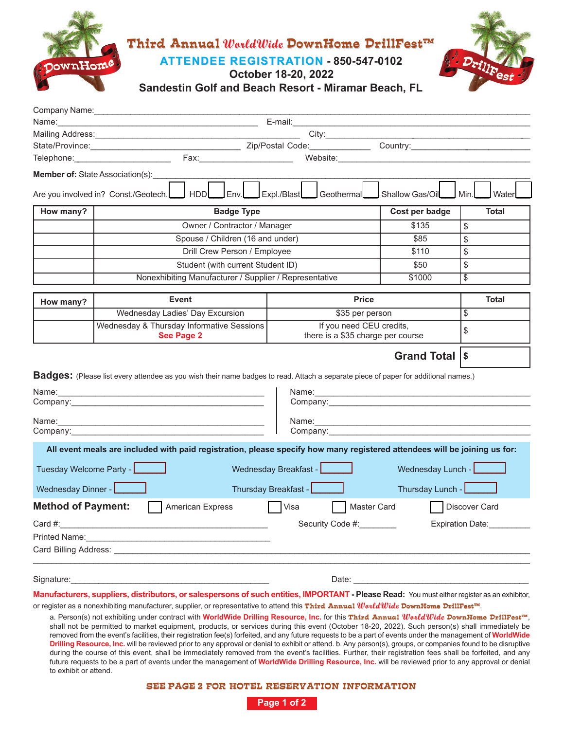# Third Annual WorldWide DownHome DrillFest™

## ATTENDEE REGISTRATION - 850-547-0102

**October 18-20, 2022**

**Sandestin Golf and Beach Resort - Miramar Beach, FL**

Company Name:____________________________________________

Name:______________________________ E-mail:______________________________

Mailing Address:______________________________ City:______________________________

State/Province:____________________ Zip/Postal Code:__________ Country:____________________

Telephone:______________ Fax:______________ Website:______________________________

**Member of:** State Association(s):____________________________________________

Are you involved in? Const./Geotech. ☐ HDD ☐ Env. ☐ Expl./Blast ☐ Geothermal ☐ Shallow Gas/Oil ☐ Min. ☐ Water ☐

| How many? | Badge Type | Cost per badge | Total |
|---|---|---|---|
| | Owner / Contractor / Manager | $135 | $ |
| | Spouse / Children (16 and under) | $85 | $ |
| | Drill Crew Person / Employee | $110 | $ |
| | Student (with current Student ID) | $50 | $ |
| | Nonexhibiting Manufacturer / Supplier / Representative | $1000 | $ |

| How many? | Event | Price | Total |
|---|---|---|---|
| | Wednesday Ladies' Day Excursion | $35 per person | $ |
| | Wednesday & Thursday Informative Sessions **See Page 2** | If you need CEU credits, there is a $35 charge per course | $ |

**Grand Total** $

**Badges:** (Please list every attendee as you wish their name badges to read. Attach a separate piece of paper for additional names.)

Name:______________________________ Name:______________________________
Company:______________________________ Company:______________________________

Name:______________________________ Name:______________________________
Company:______________________________ Company:______________________________

**All event meals are included with paid registration, please specify how many registered attendees will be joining us for:**

Tuesday Welcome Party - ☐ Wednesday Breakfast - ☐ Wednesday Lunch - ☐

Wednesday Dinner - ☐ Thursday Breakfast - ☐ Thursday Lunch - ☐

**Method of Payment:** ☐ American Express ☐ Visa ☐ Master Card ☐ Discover Card

Card #:______________________________ Security Code #:________ Expiration Date:_________

Printed Name:______________________________

Card Billing Address: ____________________________________________

____________________________________________

Signature:______________________________ Date: ______________________________

**Manufacturers, suppliers, distributors, or salespersons of such entities, IMPORTANT - Please Read:** You must either register as an exhibitor, or register as a nonexhibiting manufacturer, supplier, or representative to attend this Third Annual WorldWide DownHome DrillFest™.

a. Person(s) not exhibiting under contract with WorldWide Drilling Resource, Inc. for this Third Annual WorldWide DownHome DrillFest™, shall not be permitted to market equipment, products, or services during this event (October 18-20, 2022). Such person(s) shall immediately be removed from the event's facilities, their registration fee(s) forfeited, and any future requests to be a part of events under the management of WorldWide Drilling Resource, Inc. will be reviewed prior to any approval or denial to exhibit or attend. b. Any person(s), groups, or companies found to be disruptive during the course of this event, shall be immediately removed from the event's facilities. Further, their registration fees shall be forfeited, and any future requests to be a part of events under the management of WorldWide Drilling Resource, Inc. will be reviewed prior to any approval or denial to exhibit or attend.

**SEE PAGE 2 FOR HOTEL RESERVATION INFORMATION**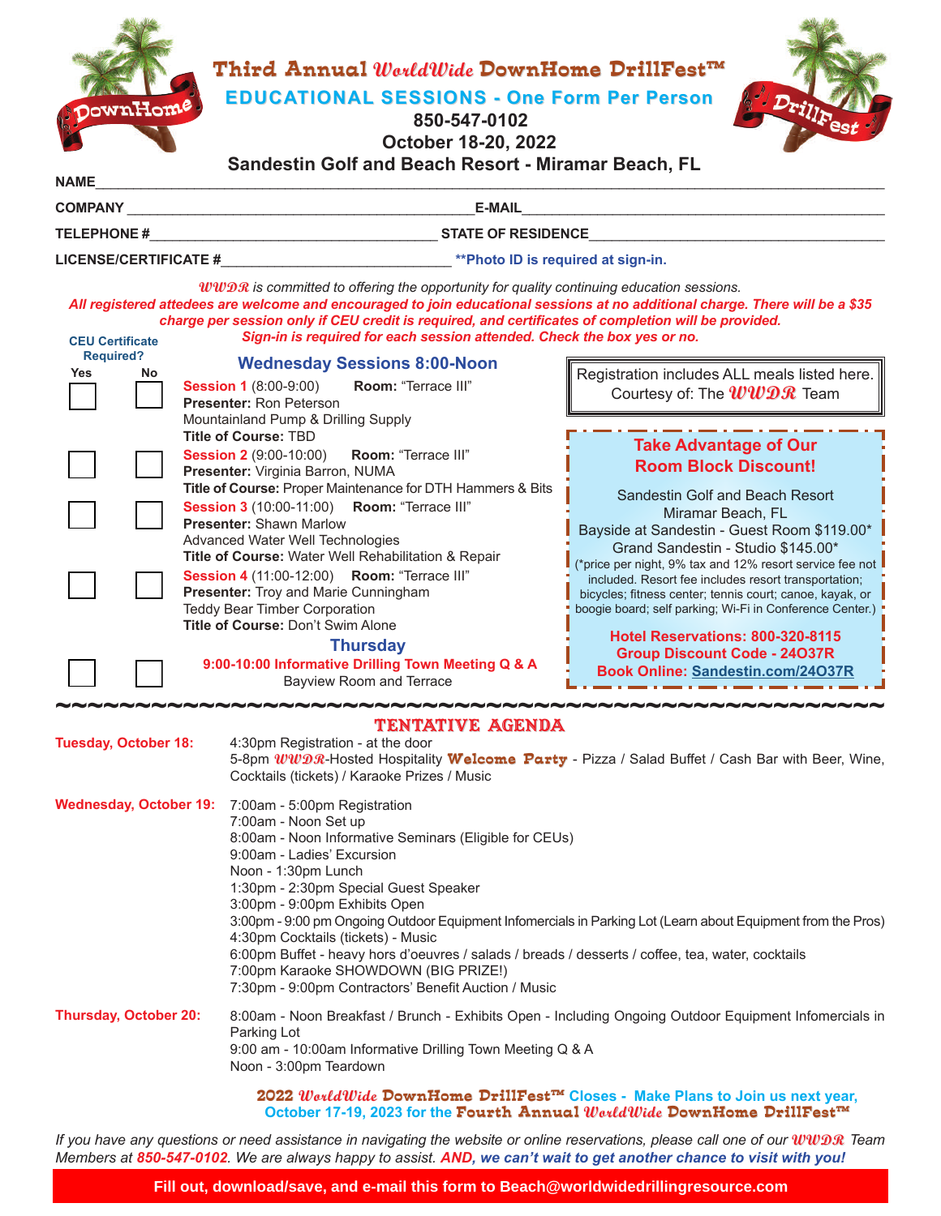# Third Annual WorldWide DownHome DrillFest™

## EDUCATIONAL SESSIONS - One Form Per Person

**850-547-0102**
**October 18-20, 2022**
**Sandestin Golf and Beach Resort - Miramar Beach, FL**

NAME______________________________________________

COMPANY ______________________ E-MAIL______________________

TELEPHONE #______________________ STATE OF RESIDENCE______________________

LICENSE/CERTIFICATE #______________________ **Photo ID is required at sign-in.**

*WWDR is committed to offering the opportunity for quality continuing education sessions.*
***All registered attedees are welcome and encouraged to join educational sessions at no additional charge. There will be a $35 charge per session only if CEU credit is required, and certificates of completion will be provided. Sign-in is required for each session attended. Check the box yes or no.***

**CEU Certificate Required?**

### Wednesday Sessions 8:00-Noon

| Yes | No | |
|---|---|---|
| ☐ | ☐ | **Session 1** (8:00-9:00) **Room:** "Terrace III"<br>**Presenter:** Ron Peterson<br>Mountainland Pump & Drilling Supply<br>**Title of Course:** TBD |
| ☐ | ☐ | **Session 2** (9:00-10:00) **Room:** "Terrace III"<br>**Presenter:** Virginia Barron, NUMA<br>**Title of Course:** Proper Maintenance for DTH Hammers & Bits |
| ☐ | ☐ | **Session 3** (10:00-11:00) **Room:** "Terrace III"<br>**Presenter:** Shawn Marlow<br>Advanced Water Well Technologies<br>**Title of Course:** Water Well Rehabilitation & Repair |
| ☐ | ☐ | **Session 4** (11:00-12:00) **Room:** "Terrace III"<br>**Presenter:** Troy and Marie Cunningham<br>Teddy Bear Timber Corporation<br>**Title of Course:** Don't Swim Alone |

### Thursday

| Yes | No | |
|---|---|---|
| ☐ | ☐ | **9:00-10:00 Informative Drilling Town Meeting Q & A**<br>Bayview Room and Terrace |

Registration includes ALL meals listed here.
Courtesy of: The *WWDR* Team

**Take Advantage of Our Room Block Discount!**

Sandestin Golf and Beach Resort
Miramar Beach, FL
Bayside at Sandestin - Guest Room $119.00*
Grand Sandestin - Studio $145.00*
(*price per night, 9% tax and 12% resort service fee not included. Resort fee includes resort transportation; bicycles; fitness center; tennis court; canoe, kayak, or boogie board; self parking; Wi-Fi in Conference Center.)

**Hotel Reservations: 800-320-8115**
**Group Discount Code - 24O37R**
**Book Online: Sandestin.com/24O37R**

## TENTATIVE AGENDA

**Tuesday, October 18:**
4:30pm Registration - at the door
5-8pm *WWDR*-Hosted Hospitality **Welcome Party** - Pizza / Salad Buffet / Cash Bar with Beer, Wine, Cocktails (tickets) / Karaoke Prizes / Music

**Wednesday, October 19:**
7:00am - 5:00pm Registration
7:00am - Noon Set up
8:00am - Noon Informative Seminars (Eligible for CEUs)
9:00am - Ladies' Excursion
Noon - 1:30pm Lunch
1:30pm - 2:30pm Special Guest Speaker
3:00pm - 9:00pm Exhibits Open
3:00pm - 9:00 pm Ongoing Outdoor Equipment Infomercials in Parking Lot (Learn about Equipment from the Pros)
4:30pm Cocktails (tickets) - Music
6:00pm Buffet - heavy hors d'oeuvres / salads / breads / desserts / coffee, tea, water, cocktails
7:00pm Karaoke SHOWDOWN (BIG PRIZE!)
7:30pm - 9:00pm Contractors' Benefit Auction / Music

**Thursday, October 20:**
8:00am - Noon Breakfast / Brunch - Exhibits Open - Including Ongoing Outdoor Equipment Infomercials in Parking Lot
9:00 am - 10:00am Informative Drilling Town Meeting Q & A
Noon - 3:00pm Teardown

**2022 WorldWide DownHome DrillFest™ Closes - Make Plans to Join us next year, October 17-19, 2023 for the Fourth Annual WorldWide DownHome DrillFest™**

*If you have any questions or need assistance in navigating the website or online reservations, please call one of our WWDR Team Members at **850-547-0102**. We are always happy to assist. **AND, we can't wait to get another chance to visit with you!***

**Fill out, download/save, and e-mail this form to Beach@worldwidedrillingresource.com**